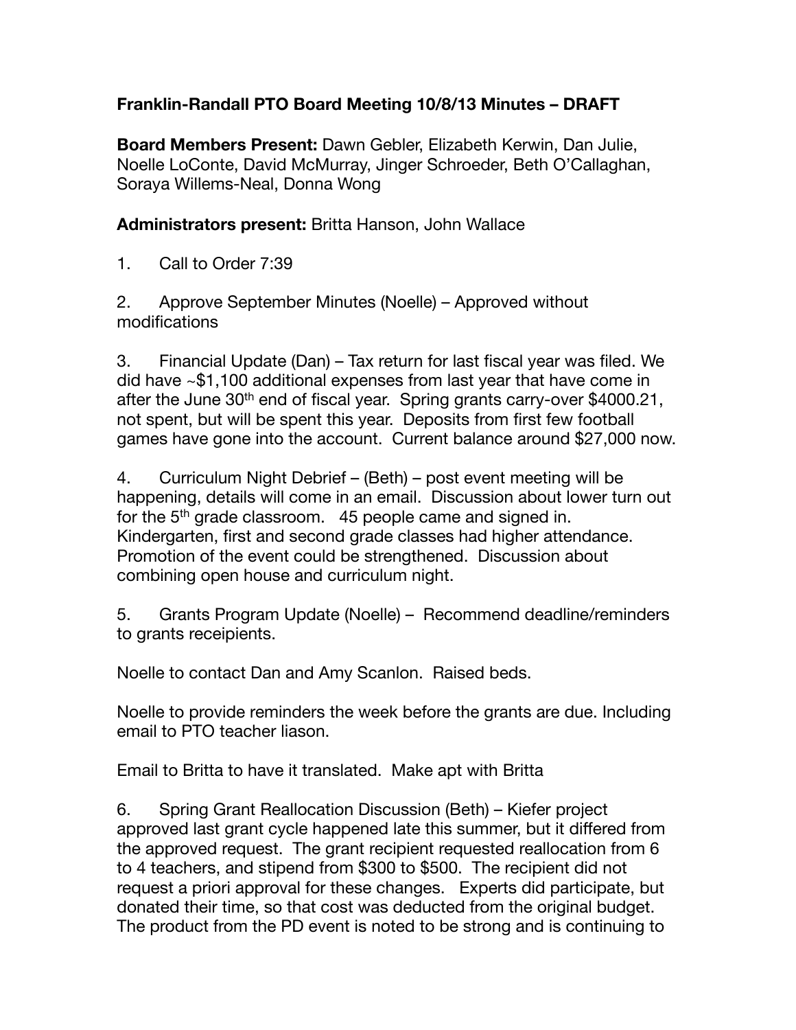**Franklin-Randall PTO Board Meeting 10/8/13 Minutes – DRAFT**

**Board Members Present:** Dawn Gebler, Elizabeth Kerwin, Dan Julie, Noelle LoConte, David McMurray, Jinger Schroeder, Beth O'Callaghan, Soraya Willems-Neal, Donna Wong

**Administrators present:** Britta Hanson, John Wallace

1. Call to Order 7:39

2. Approve September Minutes (Noelle) – Approved without modifications

3. Financial Update (Dan) – Tax return for last fiscal year was filed. We did have ~$1,100 additional expenses from last year that have come in after the June 30th end of fiscal year. Spring grants carry-over $4000.21, not spent, but will be spent this year. Deposits from first few football games have gone into the account. Current balance around $27,000 now.

4. Curriculum Night Debrief – (Beth) – post event meeting will be happening, details will come in an email. Discussion about lower turn out for the 5th grade classroom. 45 people came and signed in. Kindergarten, first and second grade classes had higher attendance. Promotion of the event could be strengthened. Discussion about combining open house and curriculum night.

5. Grants Program Update (Noelle) – Recommend deadline/reminders to grants receipients.

Noelle to contact Dan and Amy Scanlon. Raised beds.

Noelle to provide reminders the week before the grants are due. Including email to PTO teacher liason.

Email to Britta to have it translated. Make apt with Britta

6. Spring Grant Reallocation Discussion (Beth) – Kiefer project approved last grant cycle happened late this summer, but it differed from the approved request. The grant recipient requested reallocation from 6 to 4 teachers, and stipend from $300 to $500. The recipient did not request a priori approval for these changes. Experts did participate, but donated their time, so that cost was deducted from the original budget. The product from the PD event is noted to be strong and is continuing to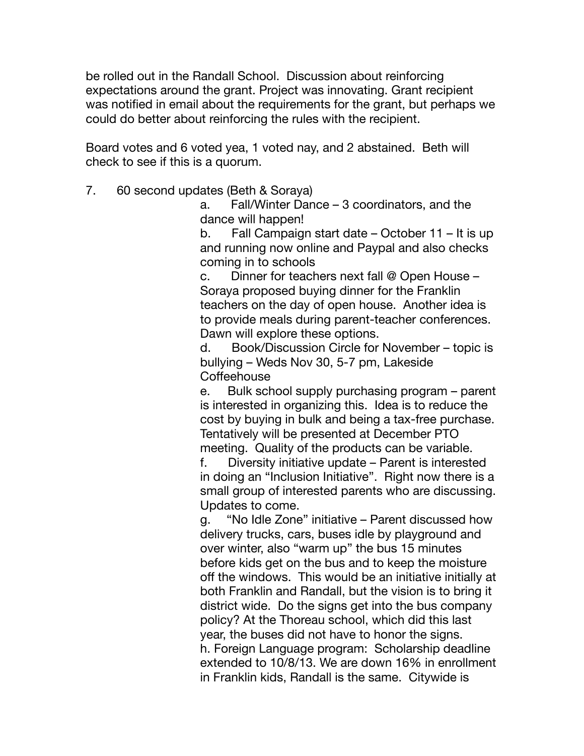be rolled out in the Randall School. Discussion about reinforcing expectations around the grant. Project was innovating. Grant recipient was notified in email about the requirements for the grant, but perhaps we could do better about reinforcing the rules with the recipient.

Board votes and 6 voted yea, 1 voted nay, and 2 abstained. Beth will check to see if this is a quorum.

7. 60 second updates (Beth & Soraya)

   a. Fall/Winter Dance – 3 coordinators, and the dance will happen!

   b. Fall Campaign start date – October 11 – It is up and running now online and Paypal and also checks coming in to schools

   c. Dinner for teachers next fall @ Open House – Soraya proposed buying dinner for the Franklin teachers on the day of open house. Another idea is to provide meals during parent-teacher conferences. Dawn will explore these options.

   d. Book/Discussion Circle for November – topic is bullying – Weds Nov 30, 5-7 pm, Lakeside Coffeehouse

   e. Bulk school supply purchasing program – parent is interested in organizing this. Idea is to reduce the cost by buying in bulk and being a tax-free purchase. Tentatively will be presented at December PTO meeting. Quality of the products can be variable.

   f. Diversity initiative update – Parent is interested in doing an "Inclusion Initiative". Right now there is a small group of interested parents who are discussing. Updates to come.

   g. "No Idle Zone" initiative – Parent discussed how delivery trucks, cars, buses idle by playground and over winter, also "warm up" the bus 15 minutes before kids get on the bus and to keep the moisture off the windows. This would be an initiative initially at both Franklin and Randall, but the vision is to bring it district wide. Do the signs get into the bus company policy? At the Thoreau school, which did this last year, the buses did not have to honor the signs.

   h. Foreign Language program: Scholarship deadline extended to 10/8/13. We are down 16% in enrollment in Franklin kids, Randall is the same. Citywide is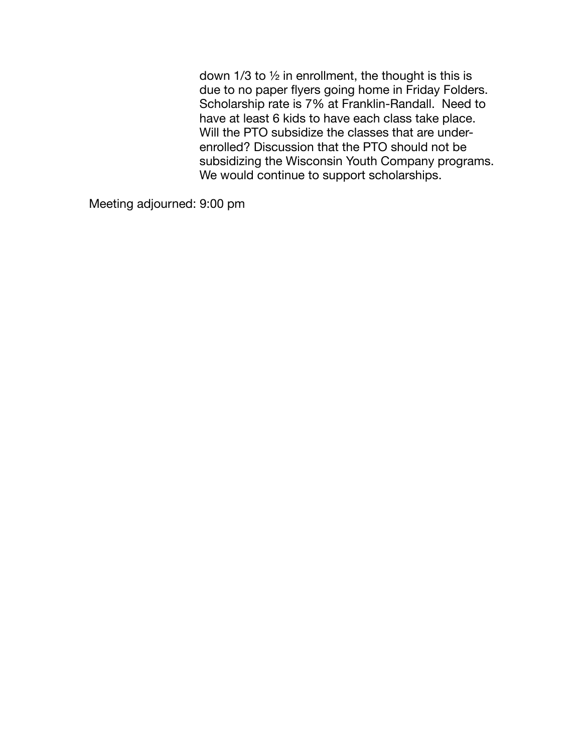down 1/3 to ½ in enrollment, the thought is this is due to no paper flyers going home in Friday Folders. Scholarship rate is 7% at Franklin-Randall. Need to have at least 6 kids to have each class take place. Will the PTO subsidize the classes that are under-enrolled? Discussion that the PTO should not be subsidizing the Wisconsin Youth Company programs. We would continue to support scholarships.

Meeting adjourned: 9:00 pm